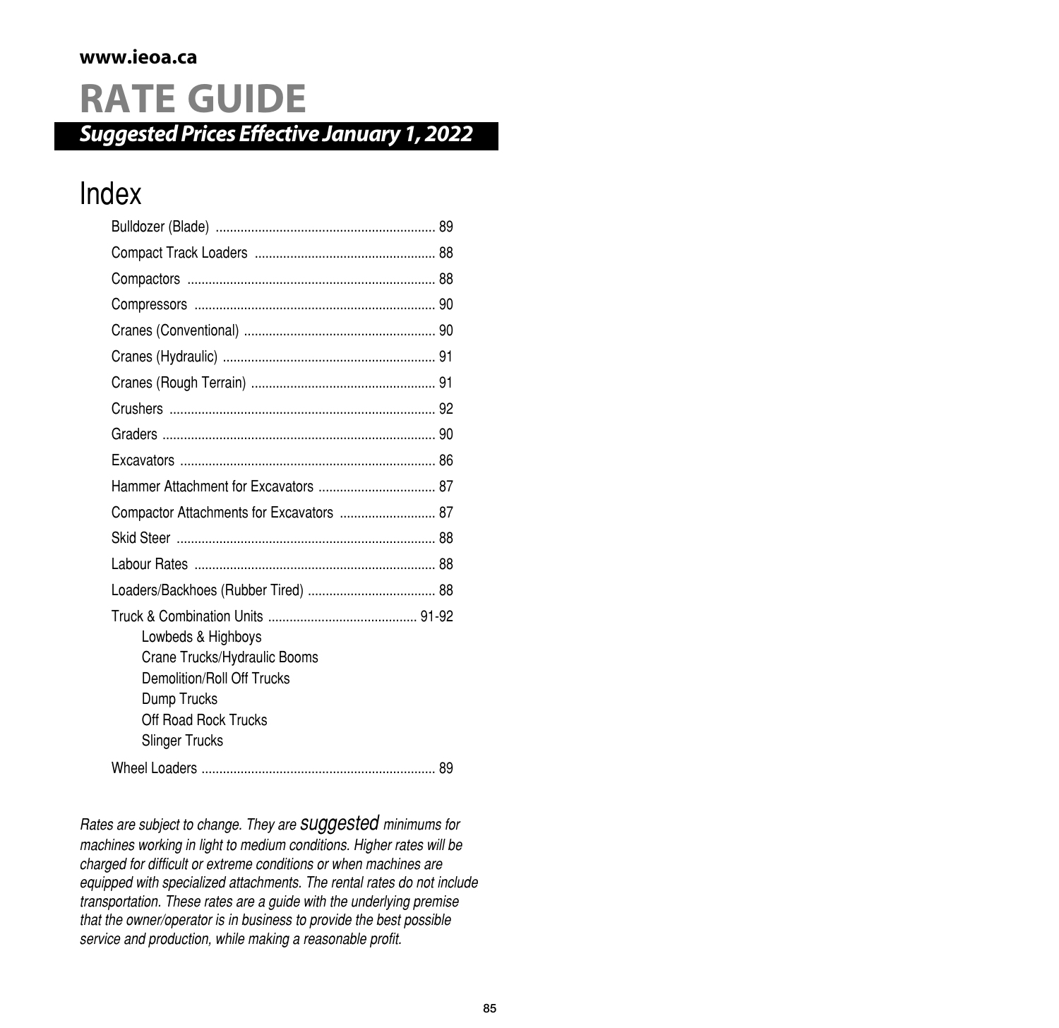**www.ieoa.ca**

# RATE GUIDE

***Suggested Prices Effective January 1, 2022***

## Index

- Bulldozer (Blade) ............................................................. 89
- Compact Track Loaders .................................................. 88
- Compactors ..................................................................... 88
- Compressors ................................................................... 90
- Cranes (Conventional) ..................................................... 90
- Cranes (Hydraulic) ........................................................... 91
- Cranes (Rough Terrain) ................................................... 91
- Crushers .......................................................................... 92
- Graders ............................................................................ 90
- Excavators ....................................................................... 86
- Hammer Attachment for Excavators ................................ 87
- Compactor Attachments for Excavators .......................... 87
- Skid Steer ........................................................................ 88
- Labour Rates ................................................................... 88
- Loaders/Backhoes (Rubber Tired) ................................... 88
- Truck & Combination Units .......................................... 91-92
  - Lowbeds & Highboys
  - Crane Trucks/Hydraulic Booms
  - Demolition/Roll Off Trucks
  - Dump Trucks
  - Off Road Rock Trucks
  - Slinger Trucks
- Wheel Loaders ................................................................. 89

*Rates are subject to change. They are suggested minimums for machines working in light to medium conditions. Higher rates will be charged for difficult or extreme conditions or when machines are equipped with specialized attachments. The rental rates do not include transportation. These rates are a guide with the underlying premise that the owner/operator is in business to provide the best possible service and production, while making a reasonable profit.*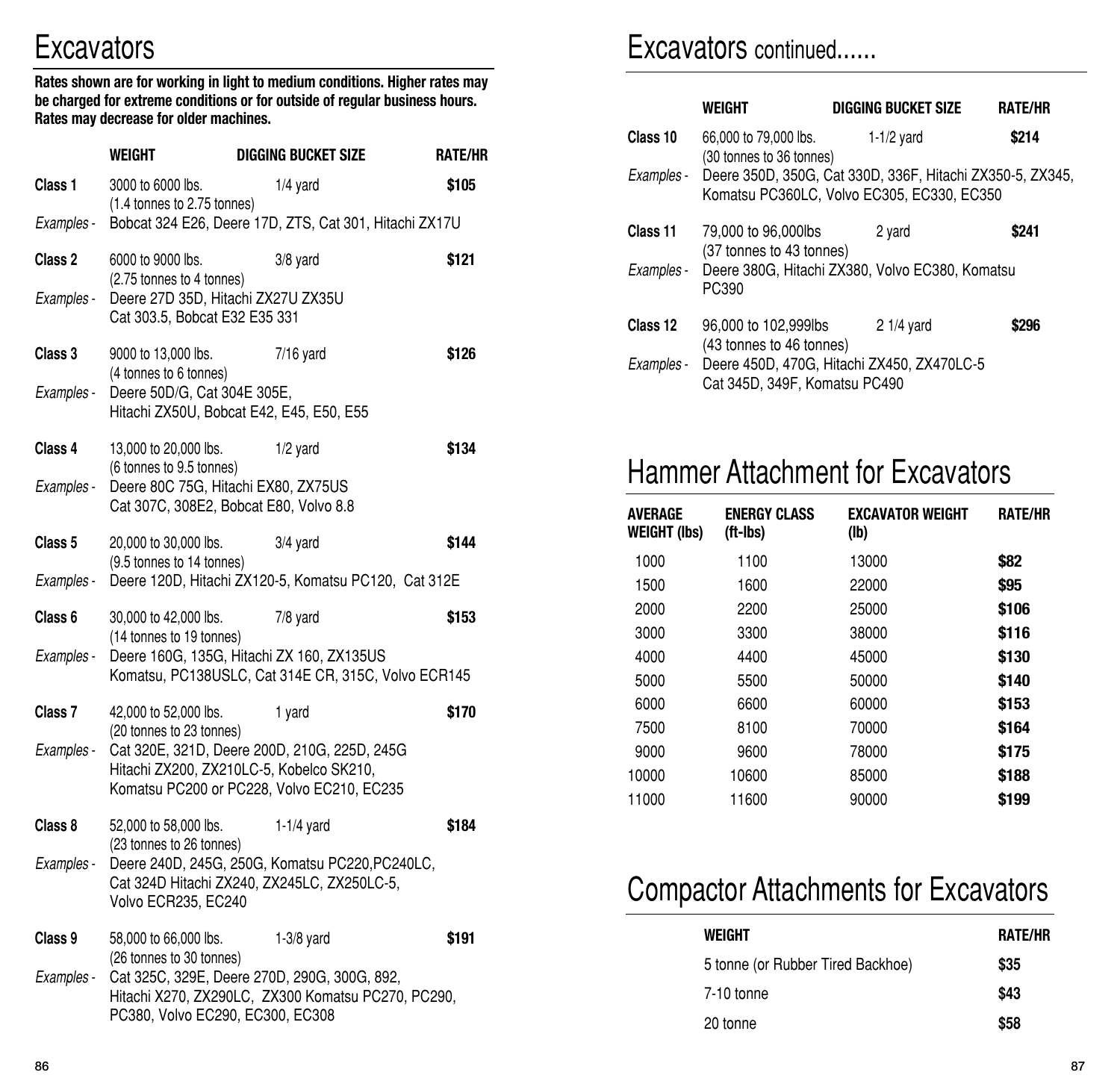# Excavators

**Rates shown are for working in light to medium conditions. Higher rates may be charged for extreme conditions or for outside of regular business hours. Rates may decrease for older machines.**

| | WEIGHT | DIGGING BUCKET SIZE | RATE/HR |
|---|---|---|---|
| **Class 1** | 3000 to 6000 lbs. (1.4 tonnes to 2.75 tonnes) | 1/4 yard | **$105** |
| *Examples -* | Bobcat 324 E26, Deere 17D, ZTS, Cat 301, Hitachi ZX17U | | |
| **Class 2** | 6000 to 9000 lbs. (2.75 tonnes to 4 tonnes) | 3/8 yard | **$121** |
| *Examples -* | Deere 27D 35D, Hitachi ZX27U ZX35U Cat 303.5, Bobcat E32 E35 331 | | |
| **Class 3** | 9000 to 13,000 lbs. (4 tonnes to 6 tonnes) | 7/16 yard | **$126** |
| *Examples -* | Deere 50D/G, Cat 304E 305E, Hitachi ZX50U, Bobcat E42, E45, E50, E55 | | |
| **Class 4** | 13,000 to 20,000 lbs. (6 tonnes to 9.5 tonnes) | 1/2 yard | **$134** |
| *Examples -* | Deere 80C 75G, Hitachi EX80, ZX75US Cat 307C, 308E2, Bobcat E80, Volvo 8.8 | | |
| **Class 5** | 20,000 to 30,000 lbs. (9.5 tonnes to 14 tonnes) | 3/4 yard | **$144** |
| *Examples -* | Deere 120D, Hitachi ZX120-5, Komatsu PC120, Cat 312E | | |
| **Class 6** | 30,000 to 42,000 lbs. (14 tonnes to 19 tonnes) | 7/8 yard | **$153** |
| *Examples -* | Deere 160G, 135G, Hitachi ZX 160, ZX135US Komatsu, PC138USLC, Cat 314E CR, 315C, Volvo ECR145 | | |
| **Class 7** | 42,000 to 52,000 lbs. (20 tonnes to 23 tonnes) | 1 yard | **$170** |
| *Examples -* | Cat 320E, 321D, Deere 200D, 210G, 225D, 245G Hitachi ZX200, ZX210LC-5, Kobelco SK210, Komatsu PC200 or PC228, Volvo EC210, EC235 | | |
| **Class 8** | 52,000 to 58,000 lbs. (23 tonnes to 26 tonnes) | 1-1/4 yard | **$184** |
| *Examples -* | Deere 240D, 245G, 250G, Komatsu PC220,PC240LC, Cat 324D Hitachi ZX240, ZX245LC, ZX250LC-5, Volvo ECR235, EC240 | | |
| **Class 9** | 58,000 to 66,000 lbs. (26 tonnes to 30 tonnes) | 1-3/8 yard | **$191** |
| *Examples -* | Cat 325C, 329E, Deere 270D, 290G, 300G, 892, Hitachi X270, ZX290LC, ZX300 Komatsu PC270, PC290, PC380, Volvo EC290, EC300, EC308 | | |

# Excavators continued......

| | WEIGHT | DIGGING BUCKET SIZE | RATE/HR |
|---|---|---|---|
| **Class 10** | 66,000 to 79,000 lbs. (30 tonnes to 36 tonnes) | 1-1/2 yard | **$214** |
| *Examples -* | Deere 350D, 350G, Cat 330D, 336F, Hitachi ZX350-5, ZX345, Komatsu PC360LC, Volvo EC305, EC330, EC350 | | |
| **Class 11** | 79,000 to 96,000lbs (37 tonnes to 43 tonnes) | 2 yard | **$241** |
| *Examples -* | Deere 380G, Hitachi ZX380, Volvo EC380, Komatsu PC390 | | |
| **Class 12** | 96,000 to 102,999lbs (43 tonnes to 46 tonnes) | 2 1/4 yard | **$296** |
| *Examples -* | Deere 450D, 470G, Hitachi ZX450, ZX470LC-5 Cat 345D, 349F, Komatsu PC490 | | |

# Hammer Attachment for Excavators

| AVERAGE WEIGHT (lbs) | ENERGY CLASS (ft-lbs) | EXCAVATOR WEIGHT (lb) | RATE/HR |
|---|---|---|---|
| 1000 | 1100 | 13000 | **$82** |
| 1500 | 1600 | 22000 | **$95** |
| 2000 | 2200 | 25000 | **$106** |
| 3000 | 3300 | 38000 | **$116** |
| 4000 | 4400 | 45000 | **$130** |
| 5000 | 5500 | 50000 | **$140** |
| 6000 | 6600 | 60000 | **$153** |
| 7500 | 8100 | 70000 | **$164** |
| 9000 | 9600 | 78000 | **$175** |
| 10000 | 10600 | 85000 | **$188** |
| 11000 | 11600 | 90000 | **$199** |

# Compactor Attachments for Excavators

| WEIGHT | RATE/HR |
|---|---|
| 5 tonne (or Rubber Tired Backhoe) | $35 |
| 7-10 tonne | $43 |
| 20 tonne | $58 |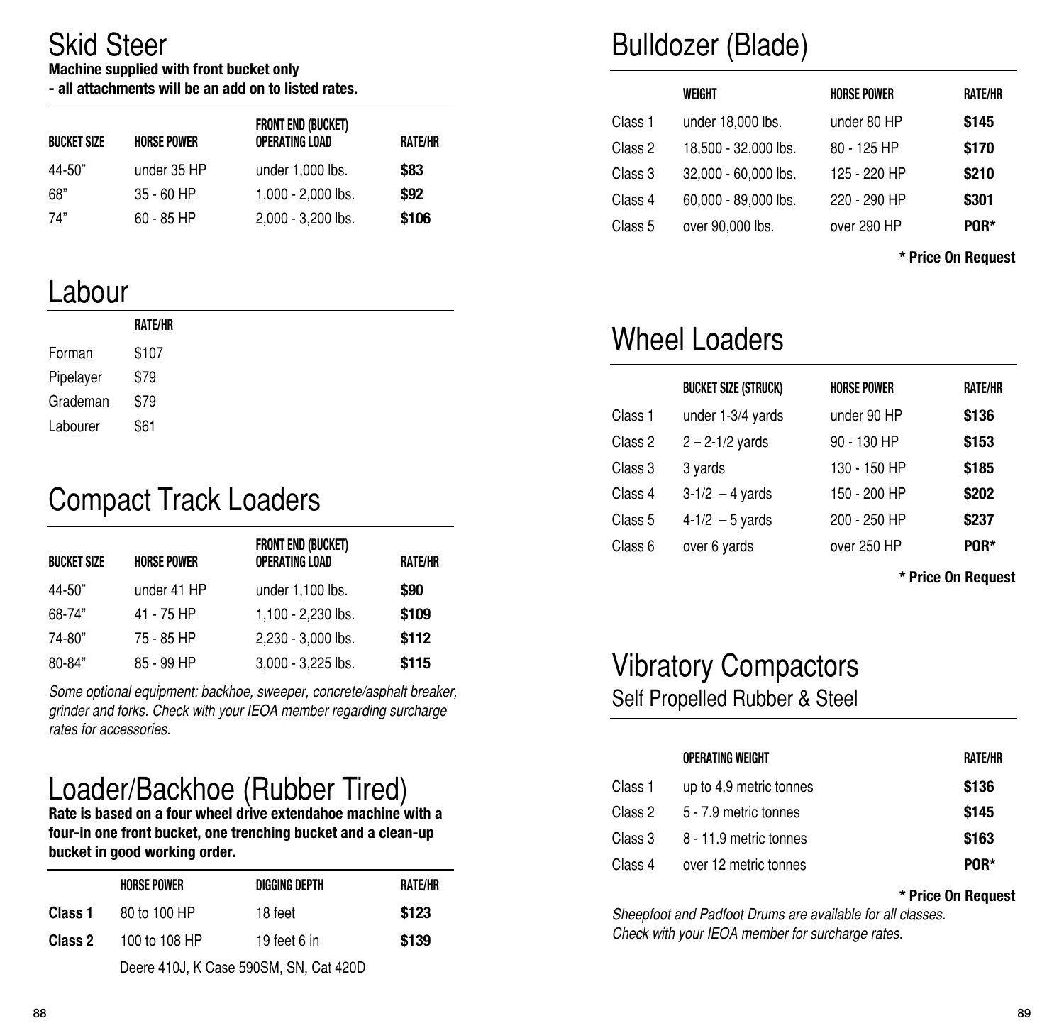# Skid Steer

**Machine supplied with front bucket only**
**- all attachments will be an add on to listed rates.**

| BUCKET SIZE | HORSE POWER | FRONT END (BUCKET) OPERATING LOAD | RATE/HR |
|---|---|---|---|
| 44-50" | under 35 HP | under 1,000 lbs. | **$83** |
| 68" | 35 - 60 HP | 1,000 - 2,000 lbs. | **$92** |
| 74" | 60 - 85 HP | 2,000 - 3,200 lbs. | **$106** |

# Labour

| | RATE/HR |
|---|---|
| Forman | $107 |
| Pipelayer | $79 |
| Grademan | $79 |
| Labourer | $61 |

# Compact Track Loaders

| BUCKET SIZE | HORSE POWER | FRONT END (BUCKET) OPERATING LOAD | RATE/HR |
|---|---|---|---|
| 44-50" | under 41 HP | under 1,100 lbs. | **$90** |
| 68-74" | 41 - 75 HP | 1,100 - 2,230 lbs. | **$109** |
| 74-80" | 75 - 85 HP | 2,230 - 3,000 lbs. | **$112** |
| 80-84" | 85 - 99 HP | 3,000 - 3,225 lbs. | **$115** |

*Some optional equipment: backhoe, sweeper, concrete/asphalt breaker, grinder and forks. Check with your IEOA member regarding surcharge rates for accessories.*

# Loader/Backhoe (Rubber Tired)

**Rate is based on a four wheel drive extendahoe machine with a four-in one front bucket, one trenching bucket and a clean-up bucket in good working order.**

| | HORSE POWER | DIGGING DEPTH | RATE/HR |
|---|---|---|---|
| **Class 1** | 80 to 100 HP | 18 feet | **$123** |
| **Class 2** | 100 to 108 HP | 19 feet 6 in | **$139** |

Deere 410J, K Case 590SM, SN, Cat 420D

# Bulldozer (Blade)

| | WEIGHT | HORSE POWER | RATE/HR |
|---|---|---|---|
| Class 1 | under 18,000 lbs. | under 80 HP | **$145** |
| Class 2 | 18,500 - 32,000 lbs. | 80 - 125 HP | **$170** |
| Class 3 | 32,000 - 60,000 lbs. | 125 - 220 HP | **$210** |
| Class 4 | 60,000 - 89,000 lbs. | 220 - 290 HP | **$301** |
| Class 5 | over 90,000 lbs. | over 290 HP | **POR*** |

**\* Price On Request**

# Wheel Loaders

| | BUCKET SIZE (STRUCK) | HORSE POWER | RATE/HR |
|---|---|---|---|
| Class 1 | under 1-3/4 yards | under 90 HP | **$136** |
| Class 2 | 2 – 2-1/2 yards | 90 - 130 HP | **$153** |
| Class 3 | 3 yards | 130 - 150 HP | **$185** |
| Class 4 | 3-1/2 – 4 yards | 150 - 200 HP | **$202** |
| Class 5 | 4-1/2 – 5 yards | 200 - 250 HP | **$237** |
| Class 6 | over 6 yards | over 250 HP | **POR*** |

**\* Price On Request**

# Vibratory Compactors

## Self Propelled Rubber & Steel

| | OPERATING WEIGHT | RATE/HR |
|---|---|---|
| Class 1 | up to 4.9 metric tonnes | **$136** |
| Class 2 | 5 - 7.9 metric tonnes | **$145** |
| Class 3 | 8 - 11.9 metric tonnes | **$163** |
| Class 4 | over 12 metric tonnes | **POR*** |

**\* Price On Request**

*Sheepfoot and Padfoot Drums are available for all classes. Check with your IEOA member for surcharge rates.*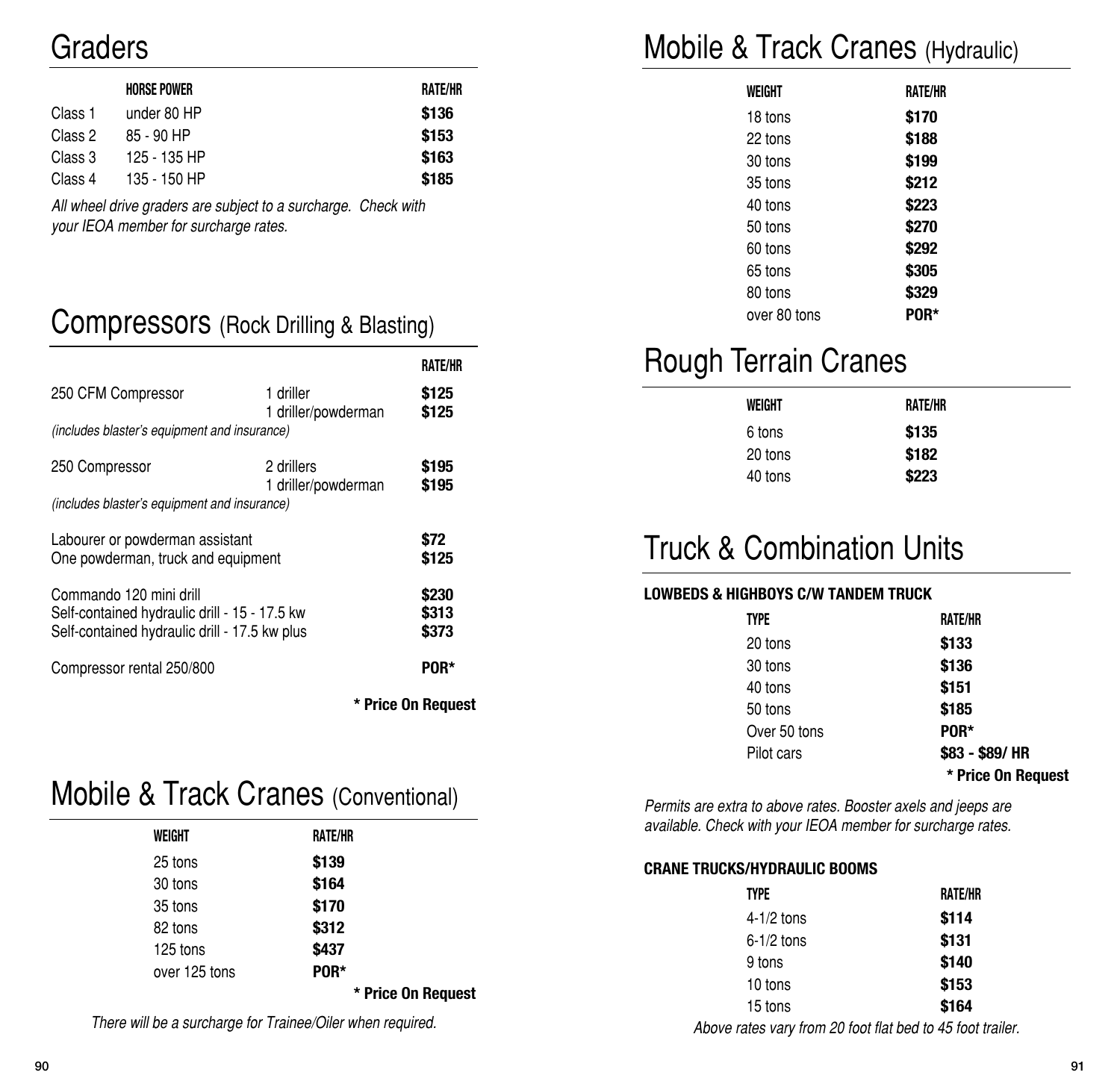# Graders

| | HORSE POWER | RATE/HR |
|---|---|---|
| Class 1 | under 80 HP | **$136** |
| Class 2 | 85 - 90 HP | **$153** |
| Class 3 | 125 - 135 HP | **$163** |
| Class 4 | 135 - 150 HP | **$185** |

*All wheel drive graders are subject to a surcharge. Check with your IEOA member for surcharge rates.*

# Compressors (Rock Drilling & Blasting)

| | | RATE/HR |
|---|---|---|
| 250 CFM Compressor | 1 driller | **$125** |
| | 1 driller/powderman | **$125** |
| *(includes blaster's equipment and insurance)* | | |
| 250 Compressor | 2 drillers | **$195** |
| | 1 driller/powderman | **$195** |
| *(includes blaster's equipment and insurance)* | | |
| Labourer or powderman assistant | | **$72** |
| One powderman, truck and equipment | | **$125** |
| Commando 120 mini drill | | **$230** |
| Self-contained hydraulic drill - 15 - 17.5 kw | | **$313** |
| Self-contained hydraulic drill - 17.5 kw plus | | **$373** |
| Compressor rental 250/800 | | **POR*** |

**\* Price On Request**

# Mobile & Track Cranes (Conventional)

| WEIGHT | RATE/HR |
|---|---|
| 25 tons | **$139** |
| 30 tons | **$164** |
| 35 tons | **$170** |
| 82 tons | **$312** |
| 125 tons | **$437** |
| over 125 tons | **POR*** |

**\* Price On Request**

*There will be a surcharge for Trainee/Oiler when required.*

# Mobile & Track Cranes (Hydraulic)

| WEIGHT | RATE/HR |
|---|---|
| 18 tons | **$170** |
| 22 tons | **$188** |
| 30 tons | **$199** |
| 35 tons | **$212** |
| 40 tons | **$223** |
| 50 tons | **$270** |
| 60 tons | **$292** |
| 65 tons | **$305** |
| 80 tons | **$329** |
| over 80 tons | **POR*** |

# Rough Terrain Cranes

| WEIGHT | RATE/HR |
|---|---|
| 6 tons | **$135** |
| 20 tons | **$182** |
| 40 tons | **$223** |

# Truck & Combination Units

**LOWBEDS & HIGHBOYS C/W TANDEM TRUCK**

| TYPE | RATE/HR |
|---|---|
| 20 tons | **$133** |
| 30 tons | **$136** |
| 40 tons | **$151** |
| 50 tons | **$185** |
| Over 50 tons | **POR*** |
| Pilot cars | **$83 - $89/ HR** |

**\* Price On Request**

*Permits are extra to above rates. Booster axels and jeeps are available. Check with your IEOA member for surcharge rates.*

**CRANE TRUCKS/HYDRAULIC BOOMS**

| TYPE | RATE/HR |
|---|---|
| 4-1/2 tons | **$114** |
| 6-1/2 tons | **$131** |
| 9 tons | **$140** |
| 10 tons | **$153** |
| 15 tons | **$164** |

*Above rates vary from 20 foot flat bed to 45 foot trailer.*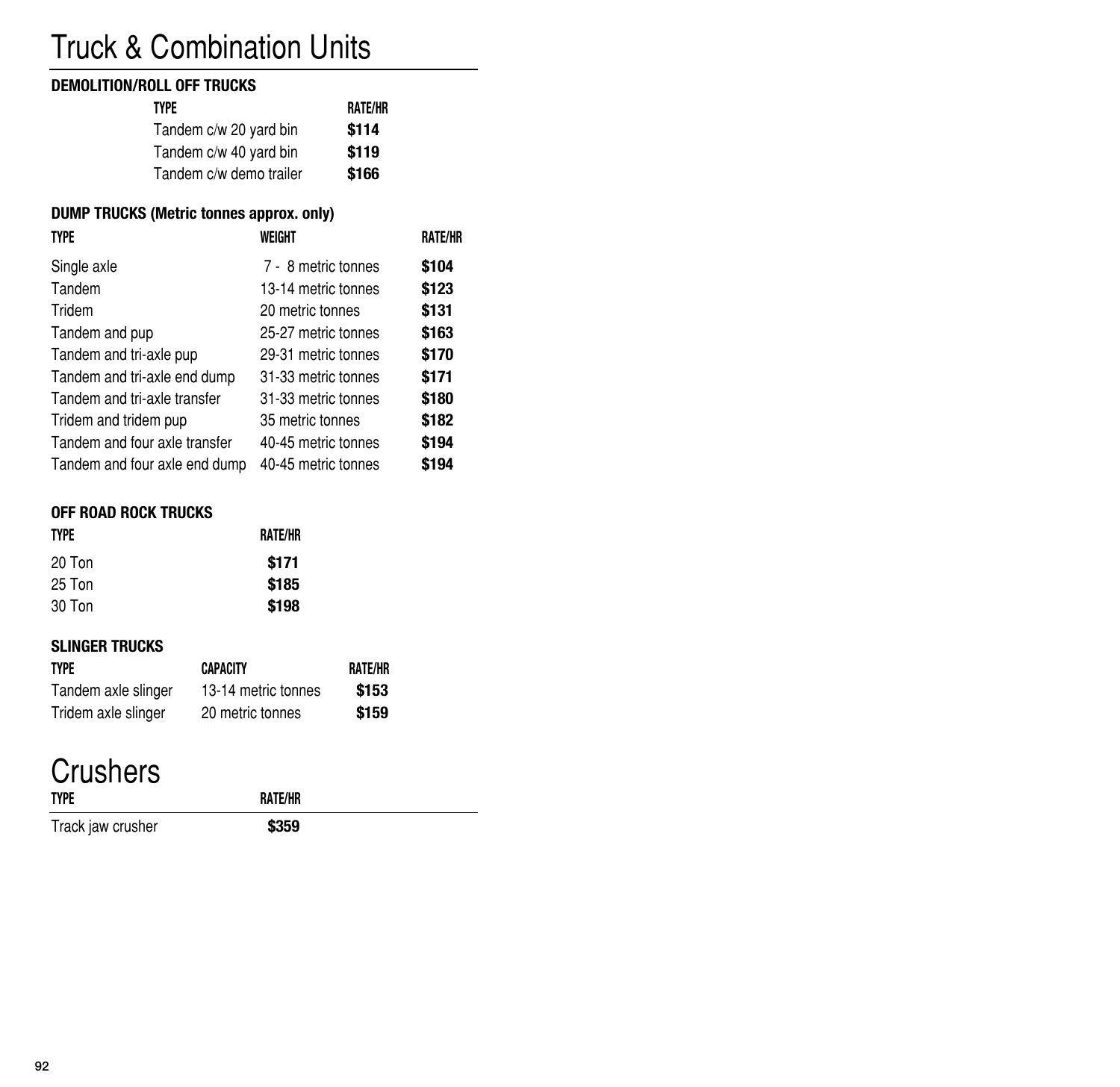# Truck & Combination Units

## DEMOLITION/ROLL OFF TRUCKS

| TYPE | RATE/HR |
|---|---|
| Tandem c/w 20 yard bin | **$114** |
| Tandem c/w 40 yard bin | **$119** |
| Tandem c/w demo trailer | **$166** |

## DUMP TRUCKS (Metric tonnes approx. only)

| TYPE | WEIGHT | RATE/HR |
|---|---|---|
| Single axle | 7 - 8 metric tonnes | **$104** |
| Tandem | 13-14 metric tonnes | **$123** |
| Tridem | 20 metric tonnes | **$131** |
| Tandem and pup | 25-27 metric tonnes | **$163** |
| Tandem and tri-axle pup | 29-31 metric tonnes | **$170** |
| Tandem and tri-axle end dump | 31-33 metric tonnes | **$171** |
| Tandem and tri-axle transfer | 31-33 metric tonnes | **$180** |
| Tridem and tridem pup | 35 metric tonnes | **$182** |
| Tandem and four axle transfer | 40-45 metric tonnes | **$194** |
| Tandem and four axle end dump | 40-45 metric tonnes | **$194** |

## OFF ROAD ROCK TRUCKS

| TYPE | RATE/HR |
|---|---|
| 20 Ton | **$171** |
| 25 Ton | **$185** |
| 30 Ton | **$198** |

## SLINGER TRUCKS

| TYPE | CAPACITY | RATE/HR |
|---|---|---|
| Tandem axle slinger | 13-14 metric tonnes | **$153** |
| Tridem axle slinger | 20 metric tonnes | **$159** |

# Crushers

| TYPE | RATE/HR |
|---|---|
| Track jaw crusher | **$359** |